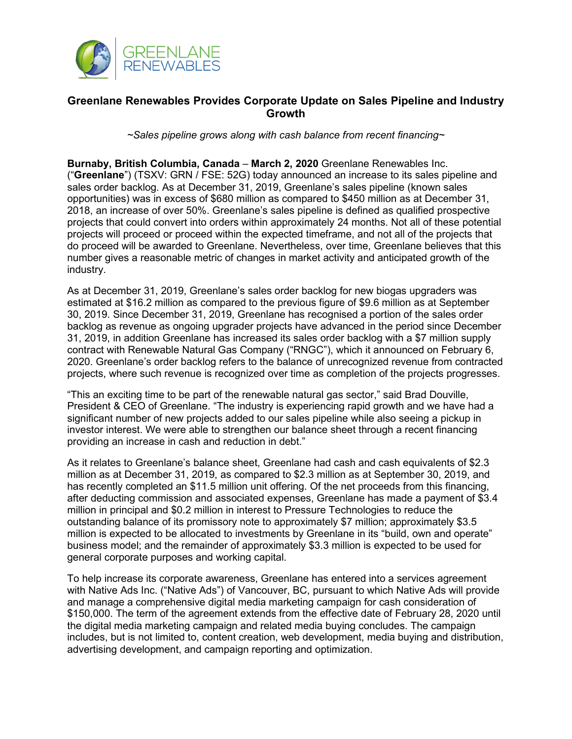# Greenlane Renewables Provides Corporate Update on Sales Pipeline and Industry Growth

*~Sales pipeline grows along with cash balance from recent financing~*

**Burnaby, British Columbia, Canada** – **March 2, 2020** Greenlane Renewables Inc. ("**Greenlane**") (TSXV: GRN / FSE: 52G) today announced an increase to its sales pipeline and sales order backlog. As at December 31, 2019, Greenlane's sales pipeline (known sales opportunities) was in excess of $680 million as compared to $450 million as at December 31, 2018, an increase of over 50%. Greenlane's sales pipeline is defined as qualified prospective projects that could convert into orders within approximately 24 months. Not all of these potential projects will proceed or proceed within the expected timeframe, and not all of the projects that do proceed will be awarded to Greenlane. Nevertheless, over time, Greenlane believes that this number gives a reasonable metric of changes in market activity and anticipated growth of the industry.

As at December 31, 2019, Greenlane's sales order backlog for new biogas upgraders was estimated at $16.2 million as compared to the previous figure of $9.6 million as at September 30, 2019. Since December 31, 2019, Greenlane has recognised a portion of the sales order backlog as revenue as ongoing upgrader projects have advanced in the period since December 31, 2019, in addition Greenlane has increased its sales order backlog with a $7 million supply contract with Renewable Natural Gas Company ("RNGC"), which it announced on February 6, 2020. Greenlane's order backlog refers to the balance of unrecognized revenue from contracted projects, where such revenue is recognized over time as completion of the projects progresses.

"This an exciting time to be part of the renewable natural gas sector," said Brad Douville, President & CEO of Greenlane. "The industry is experiencing rapid growth and we have had a significant number of new projects added to our sales pipeline while also seeing a pickup in investor interest. We were able to strengthen our balance sheet through a recent financing providing an increase in cash and reduction in debt."

As it relates to Greenlane's balance sheet, Greenlane had cash and cash equivalents of $2.3 million as at December 31, 2019, as compared to $2.3 million as at September 30, 2019, and has recently completed an $11.5 million unit offering. Of the net proceeds from this financing, after deducting commission and associated expenses, Greenlane has made a payment of $3.4 million in principal and $0.2 million in interest to Pressure Technologies to reduce the outstanding balance of its promissory note to approximately $7 million; approximately $3.5 million is expected to be allocated to investments by Greenlane in its "build, own and operate" business model; and the remainder of approximately $3.3 million is expected to be used for general corporate purposes and working capital.

To help increase its corporate awareness, Greenlane has entered into a services agreement with Native Ads Inc. ("Native Ads") of Vancouver, BC, pursuant to which Native Ads will provide and manage a comprehensive digital media marketing campaign for cash consideration of $150,000. The term of the agreement extends from the effective date of February 28, 2020 until the digital media marketing campaign and related media buying concludes. The campaign includes, but is not limited to, content creation, web development, media buying and distribution, advertising development, and campaign reporting and optimization.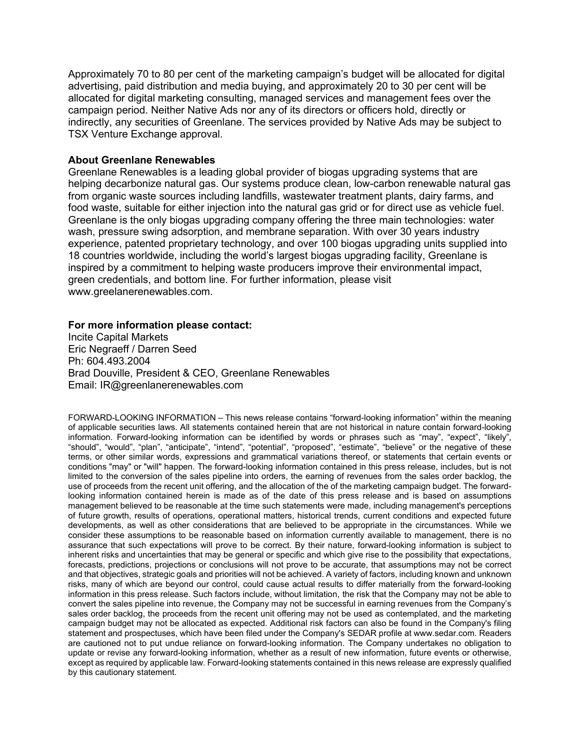Approximately 70 to 80 per cent of the marketing campaign's budget will be allocated for digital advertising, paid distribution and media buying, and approximately 20 to 30 per cent will be allocated for digital marketing consulting, managed services and management fees over the campaign period. Neither Native Ads nor any of its directors or officers hold, directly or indirectly, any securities of Greenlane. The services provided by Native Ads may be subject to TSX Venture Exchange approval.

**About Greenlane Renewables**

Greenlane Renewables is a leading global provider of biogas upgrading systems that are helping decarbonize natural gas. Our systems produce clean, low-carbon renewable natural gas from organic waste sources including landfills, wastewater treatment plants, dairy farms, and food waste, suitable for either injection into the natural gas grid or for direct use as vehicle fuel. Greenlane is the only biogas upgrading company offering the three main technologies: water wash, pressure swing adsorption, and membrane separation. With over 30 years industry experience, patented proprietary technology, and over 100 biogas upgrading units supplied into 18 countries worldwide, including the world's largest biogas upgrading facility, Greenlane is inspired by a commitment to helping waste producers improve their environmental impact, green credentials, and bottom line. For further information, please visit www.greelanerenewables.com.

**For more information please contact:**

Incite Capital Markets
Eric Negraeff / Darren Seed
Ph: 604.493.2004
Brad Douville, President & CEO, Greenlane Renewables
Email: IR@greenlanerenewables.com

FORWARD-LOOKING INFORMATION – This news release contains "forward-looking information" within the meaning of applicable securities laws. All statements contained herein that are not historical in nature contain forward-looking information. Forward-looking information can be identified by words or phrases such as "may", "expect", "likely", "should", "would", "plan", "anticipate", "intend", "potential", "proposed", "estimate", "believe" or the negative of these terms, or other similar words, expressions and grammatical variations thereof, or statements that certain events or conditions "may" or "will" happen. The forward-looking information contained in this press release, includes, but is not limited to the conversion of the sales pipeline into orders, the earning of revenues from the sales order backlog, the use of proceeds from the recent unit offering, and the allocation of the of the marketing campaign budget. The forward-looking information contained herein is made as of the date of this press release and is based on assumptions management believed to be reasonable at the time such statements were made, including management's perceptions of future growth, results of operations, operational matters, historical trends, current conditions and expected future developments, as well as other considerations that are believed to be appropriate in the circumstances. While we consider these assumptions to be reasonable based on information currently available to management, there is no assurance that such expectations will prove to be correct. By their nature, forward-looking information is subject to inherent risks and uncertainties that may be general or specific and which give rise to the possibility that expectations, forecasts, predictions, projections or conclusions will not prove to be accurate, that assumptions may not be correct and that objectives, strategic goals and priorities will not be achieved. A variety of factors, including known and unknown risks, many of which are beyond our control, could cause actual results to differ materially from the forward-looking information in this press release. Such factors include, without limitation, the risk that the Company may not be able to convert the sales pipeline into revenue, the Company may not be successful in earning revenues from the Company's sales order backlog, the proceeds from the recent unit offering may not be used as contemplated, and the marketing campaign budget may not be allocated as expected. Additional risk factors can also be found in the Company's filing statement and prospectuses, which have been filed under the Company's SEDAR profile at www.sedar.com. Readers are cautioned not to put undue reliance on forward-looking information. The Company undertakes no obligation to update or revise any forward-looking information, whether as a result of new information, future events or otherwise, except as required by applicable law. Forward-looking statements contained in this news release are expressly qualified by this cautionary statement.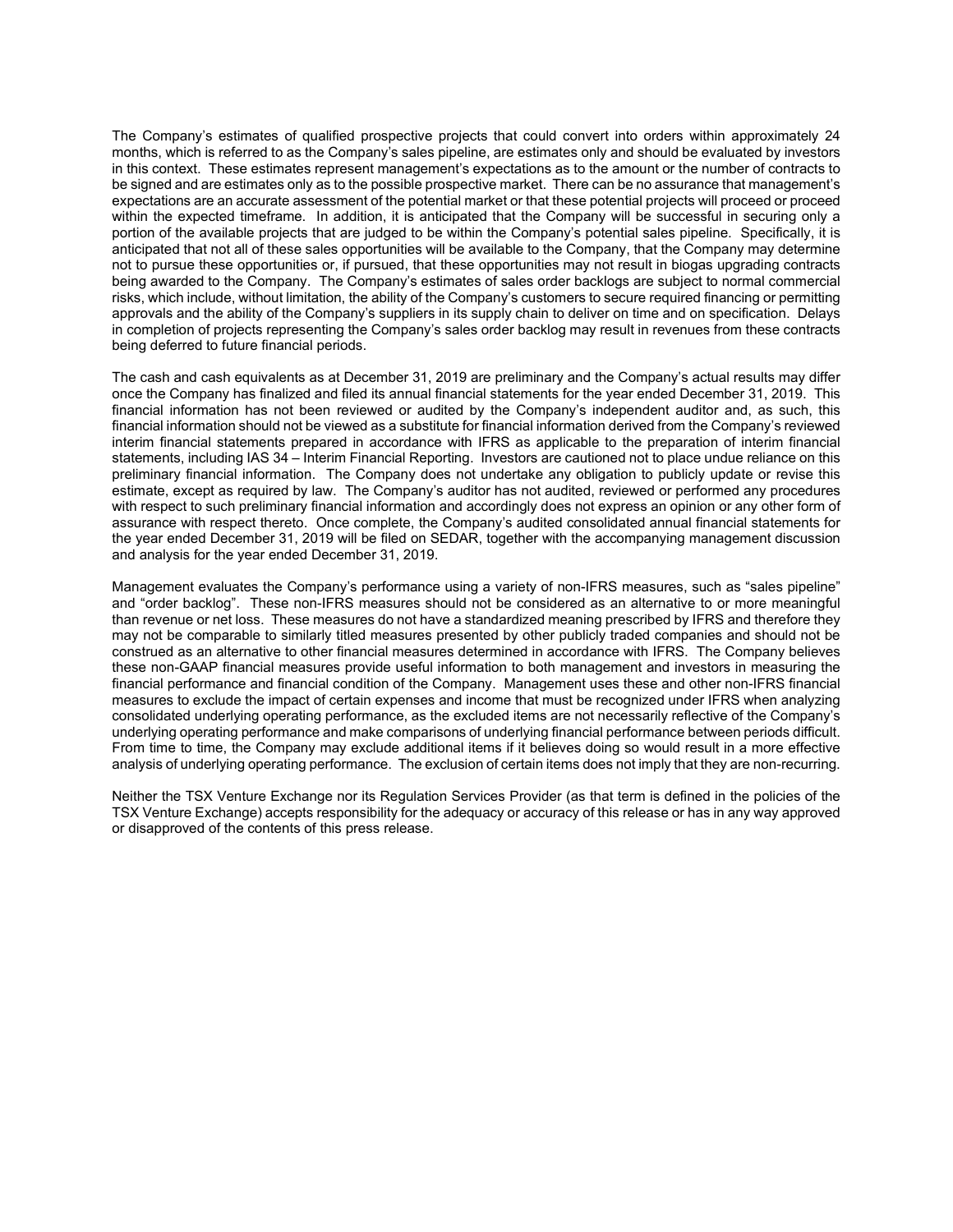The Company's estimates of qualified prospective projects that could convert into orders within approximately 24 months, which is referred to as the Company's sales pipeline, are estimates only and should be evaluated by investors in this context. These estimates represent management's expectations as to the amount or the number of contracts to be signed and are estimates only as to the possible prospective market. There can be no assurance that management's expectations are an accurate assessment of the potential market or that these potential projects will proceed or proceed within the expected timeframe. In addition, it is anticipated that the Company will be successful in securing only a portion of the available projects that are judged to be within the Company's potential sales pipeline. Specifically, it is anticipated that not all of these sales opportunities will be available to the Company, that the Company may determine not to pursue these opportunities or, if pursued, that these opportunities may not result in biogas upgrading contracts being awarded to the Company. The Company's estimates of sales order backlogs are subject to normal commercial risks, which include, without limitation, the ability of the Company's customers to secure required financing or permitting approvals and the ability of the Company's suppliers in its supply chain to deliver on time and on specification. Delays in completion of projects representing the Company's sales order backlog may result in revenues from these contracts being deferred to future financial periods.

The cash and cash equivalents as at December 31, 2019 are preliminary and the Company's actual results may differ once the Company has finalized and filed its annual financial statements for the year ended December 31, 2019. This financial information has not been reviewed or audited by the Company's independent auditor and, as such, this financial information should not be viewed as a substitute for financial information derived from the Company's reviewed interim financial statements prepared in accordance with IFRS as applicable to the preparation of interim financial statements, including IAS 34 – Interim Financial Reporting. Investors are cautioned not to place undue reliance on this preliminary financial information. The Company does not undertake any obligation to publicly update or revise this estimate, except as required by law. The Company's auditor has not audited, reviewed or performed any procedures with respect to such preliminary financial information and accordingly does not express an opinion or any other form of assurance with respect thereto. Once complete, the Company's audited consolidated annual financial statements for the year ended December 31, 2019 will be filed on SEDAR, together with the accompanying management discussion and analysis for the year ended December 31, 2019.

Management evaluates the Company's performance using a variety of non-IFRS measures, such as "sales pipeline" and "order backlog". These non-IFRS measures should not be considered as an alternative to or more meaningful than revenue or net loss. These measures do not have a standardized meaning prescribed by IFRS and therefore they may not be comparable to similarly titled measures presented by other publicly traded companies and should not be construed as an alternative to other financial measures determined in accordance with IFRS. The Company believes these non-GAAP financial measures provide useful information to both management and investors in measuring the financial performance and financial condition of the Company. Management uses these and other non-IFRS financial measures to exclude the impact of certain expenses and income that must be recognized under IFRS when analyzing consolidated underlying operating performance, as the excluded items are not necessarily reflective of the Company's underlying operating performance and make comparisons of underlying financial performance between periods difficult. From time to time, the Company may exclude additional items if it believes doing so would result in a more effective analysis of underlying operating performance. The exclusion of certain items does not imply that they are non-recurring.

Neither the TSX Venture Exchange nor its Regulation Services Provider (as that term is defined in the policies of the TSX Venture Exchange) accepts responsibility for the adequacy or accuracy of this release or has in any way approved or disapproved of the contents of this press release.